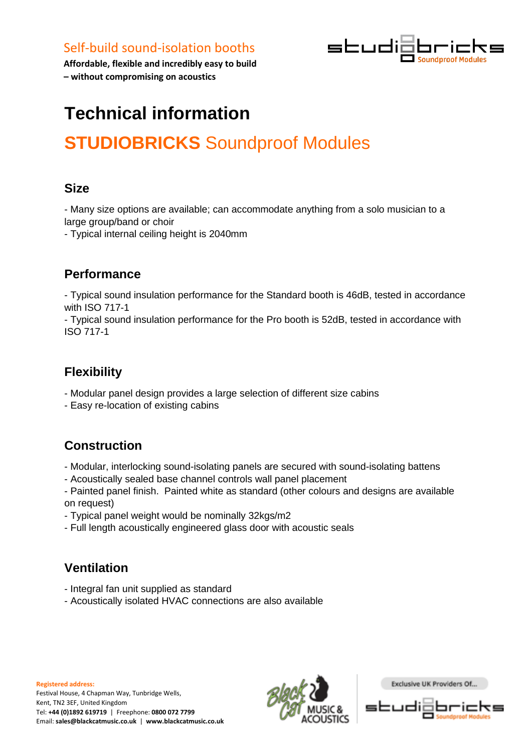Self-build sound-isolation booths

**Affordable, flexible and incredibly easy to build – without compromising on acoustics**

# Technical information

## STUDIOBRICKS Soundproof Modules

### Size

- Many size options are available; can accommodate anything from a solo musician to a large group/band or choir
- Typical internal ceiling height is 2040mm

### Performance

- Typical sound insulation performance for the Standard booth is 46dB, tested in accordance with ISO 717-1
- Typical sound insulation performance for the Pro booth is 52dB, tested in accordance with ISO 717-1

### Flexibility

- Modular panel design provides a large selection of different size cabins
- Easy re-location of existing cabins

### Construction

- Modular, interlocking sound-isolating panels are secured with sound-isolating battens
- Acoustically sealed base channel controls wall panel placement
- Painted panel finish. Painted white as standard (other colours and designs are available on request)
- Typical panel weight would be nominally 32kgs/m2
- Full length acoustically engineered glass door with acoustic seals

### Ventilation

- Integral fan unit supplied as standard
- Acoustically isolated HVAC connections are also available

**Registered address:**
Festival House, 4 Chapman Way, Tunbridge Wells, Kent, TN2 3EF, United Kingdom
Tel: **+44 (0)1892 619719** | Freephone: **0800 072 7799**
Email: **sales@blackcatmusic.co.uk** | **www.blackcatmusic.co.uk**

Exclusive UK Providers Of...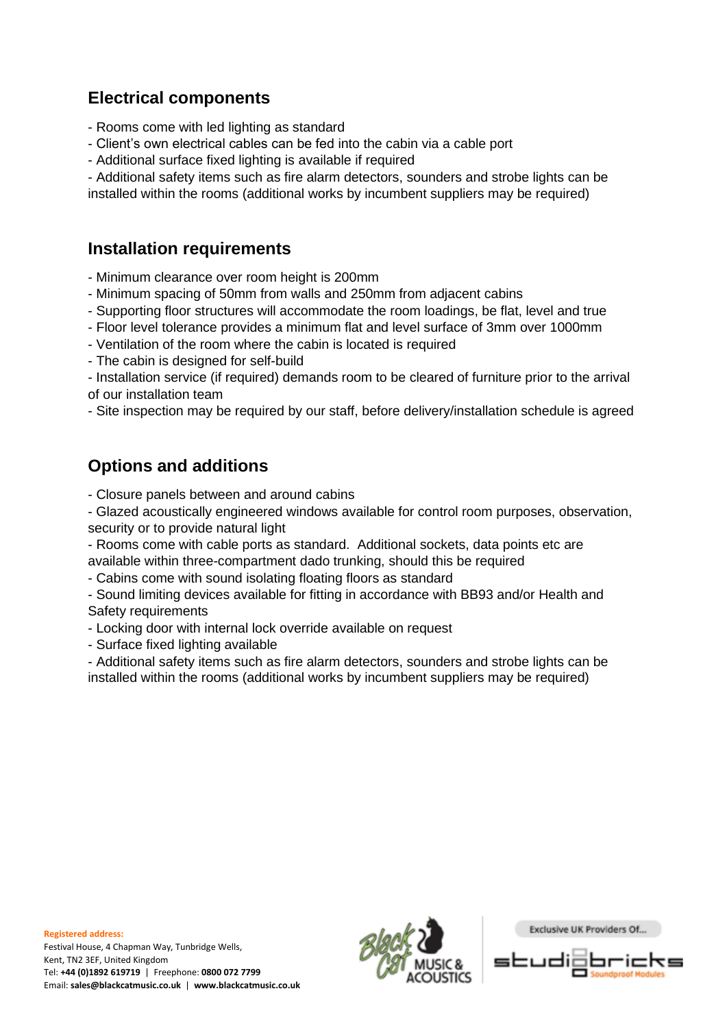## Electrical components

- Rooms come with led lighting as standard
- Client's own electrical cables can be fed into the cabin via a cable port
- Additional surface fixed lighting is available if required
- Additional safety items such as fire alarm detectors, sounders and strobe lights can be installed within the rooms (additional works by incumbent suppliers may be required)

## Installation requirements

- Minimum clearance over room height is 200mm
- Minimum spacing of 50mm from walls and 250mm from adjacent cabins
- Supporting floor structures will accommodate the room loadings, be flat, level and true
- Floor level tolerance provides a minimum flat and level surface of 3mm over 1000mm
- Ventilation of the room where the cabin is located is required
- The cabin is designed for self-build
- Installation service (if required) demands room to be cleared of furniture prior to the arrival of our installation team
- Site inspection may be required by our staff, before delivery/installation schedule is agreed

## Options and additions

- Closure panels between and around cabins
- Glazed acoustically engineered windows available for control room purposes, observation, security or to provide natural light
- Rooms come with cable ports as standard. Additional sockets, data points etc are available within three-compartment dado trunking, should this be required
- Cabins come with sound isolating floating floors as standard
- Sound limiting devices available for fitting in accordance with BB93 and/or Health and Safety requirements
- Locking door with internal lock override available on request
- Surface fixed lighting available
- Additional safety items such as fire alarm detectors, sounders and strobe lights can be installed within the rooms (additional works by incumbent suppliers may be required)

**Registered address:**
Festival House, 4 Chapman Way, Tunbridge Wells,
Kent, TN2 3EF, United Kingdom
Tel: **+44 (0)1892 619719** | Freephone: **0800 072 7799**
Email: **sales@blackcatmusic.co.uk** | **www.blackcatmusic.co.uk**

Black Cat Music & Acoustics

Exclusive UK Providers Of...

studiobricks Soundproof Modules